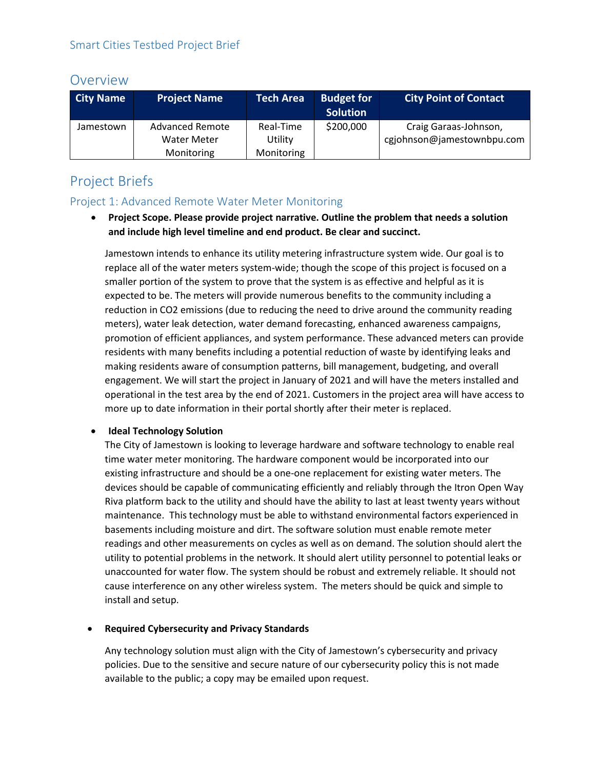Smart Cities Testbed Project Brief

## Overview

| City Name | Project Name | Tech Area | Budget for Solution | City Point of Contact |
|---|---|---|---|---|
| Jamestown | Advanced Remote Water Meter Monitoring | Real-Time Utility Monitoring | $200,000 | Craig Garaas-Johnson, cgjohnson@jamestownbpu.com |

## Project Briefs

### Project 1: Advanced Remote Water Meter Monitoring

- **Project Scope. Please provide project narrative. Outline the problem that needs a solution and include high level timeline and end product. Be clear and succinct.**

  Jamestown intends to enhance its utility metering infrastructure system wide. Our goal is to replace all of the water meters system-wide; though the scope of this project is focused on a smaller portion of the system to prove that the system is as effective and helpful as it is expected to be. The meters will provide numerous benefits to the community including a reduction in $CO_2$ emissions (due to reducing the need to drive around the community reading meters), water leak detection, water demand forecasting, enhanced awareness campaigns, promotion of efficient appliances, and system performance. These advanced meters can provide residents with many benefits including a potential reduction of waste by identifying leaks and making residents aware of consumption patterns, bill management, budgeting, and overall engagement. We will start the project in January of 2021 and will have the meters installed and operational in the test area by the end of 2021. Customers in the project area will have access to more up to date information in their portal shortly after their meter is replaced.

- **Ideal Technology Solution**

  The City of Jamestown is looking to leverage hardware and software technology to enable real time water meter monitoring. The hardware component would be incorporated into our existing infrastructure and should be a one-one replacement for existing water meters. The devices should be capable of communicating efficiently and reliably through the Itron Open Way Riva platform back to the utility and should have the ability to last at least twenty years without maintenance. This technology must be able to withstand environmental factors experienced in basements including moisture and dirt. The software solution must enable remote meter readings and other measurements on cycles as well as on demand. The solution should alert the utility to potential problems in the network. It should alert utility personnel to potential leaks or unaccounted for water flow. The system should be robust and extremely reliable. It should not cause interference on any other wireless system. The meters should be quick and simple to install and setup.

- **Required Cybersecurity and Privacy Standards**

  Any technology solution must align with the City of Jamestown's cybersecurity and privacy policies. Due to the sensitive and secure nature of our cybersecurity policy this is not made available to the public; a copy may be emailed upon request.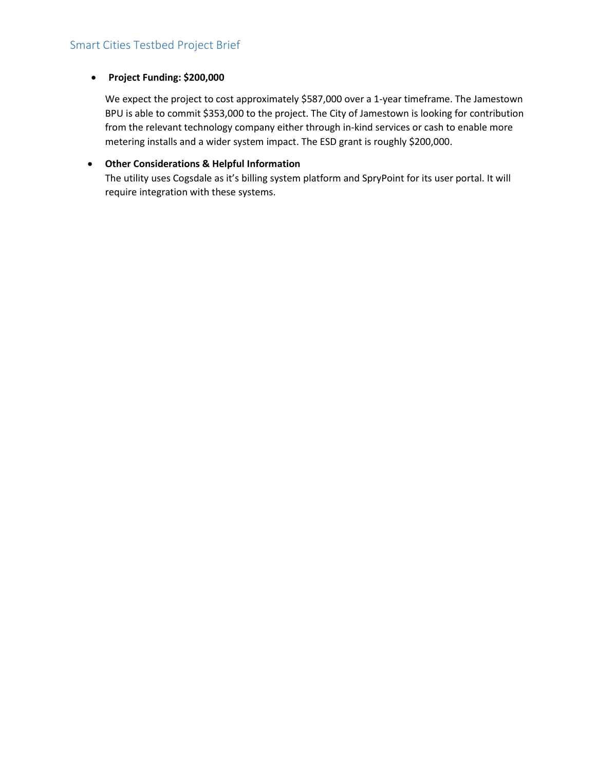- **Project Funding: $200,000**

  We expect the project to cost approximately $587,000 over a 1-year timeframe. The Jamestown BPU is able to commit $353,000 to the project. The City of Jamestown is looking for contribution from the relevant technology company either through in-kind services or cash to enable more metering installs and a wider system impact. The ESD grant is roughly $200,000.

- **Other Considerations & Helpful Information**

  The utility uses Cogsdale as it's billing system platform and SpryPoint for its user portal. It will require integration with these systems.